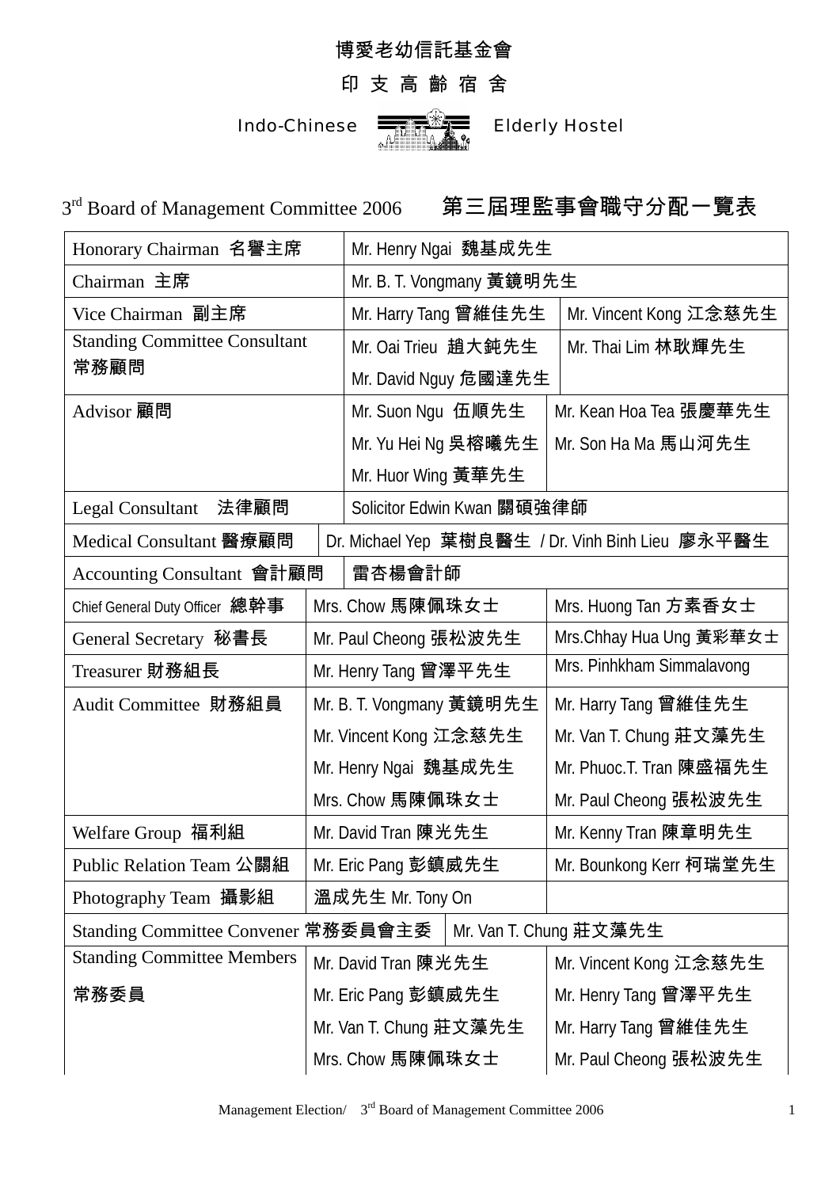# 博愛老幼信託基金會

## 印 支 高 齡 宿 舍

## Indo-Chinese Elderly Hostel

### 3rd Board of Management Committee 2006 第三屆理監事會職守分配一覽表

| Position | | |
|---|---|---|
| Honorary Chairman 名譽主席 | Mr. Henry Ngai 魏基成先生 | |
| Chairman 主席 | Mr. B. T. Vongmany 黃鏡明先生 | |
| Vice Chairman 副主席 | Mr. Harry Tang 曾維佳先生 | Mr. Vincent Kong 江念慈先生 |
| Standing Committee Consultant 常務顧問 | Mr. Oai Trieu 趙大鈍先生 | Mr. Thai Lim 林耿輝先生 |
| | Mr. David Nguy 危國達先生 | |
| Advisor 顧問 | Mr. Suon Ngu 伍順先生 | Mr. Kean Hoa Tea 張慶華先生 |
| | Mr. Yu Hei Ng 吳榕曦先生 | Mr. Son Ha Ma 馬山河先生 |
| | Mr. Huor Wing 黃華先生 | |
| Legal Consultant 法律顧問 | Solicitor Edwin Kwan 關碩強律師 | |
| Medical Consultant 醫療顧問 | Dr. Michael Yep 葉樹良醫生 / Dr. Vinh Binh Lieu 廖永平醫生 | |
| Accounting Consultant 會計顧問 | 雷杏楊會計師 | |
| Chief General Duty Officer 總幹事 | Mrs. Chow 馬陳佩珠女士 | Mrs. Huong Tan 方素香女士 |
| General Secretary 秘書長 | Mr. Paul Cheong 張松波先生 | Mrs.Chhay Hua Ung 黃彩華女士 |
| Treasurer 財務組長 | Mr. Henry Tang 曾澤平先生 | Mrs. Pinhkham Simmalavong |
| Audit Committee 財務組員 | Mr. B. T. Vongmany 黃鏡明先生 | Mr. Harry Tang 曾維佳先生 |
| | Mr. Vincent Kong 江念慈先生 | Mr. Van T. Chung 莊文藻先生 |
| | Mr. Henry Ngai 魏基成先生 | Mr. Phuoc.T. Tran 陳盛福先生 |
| | Mrs. Chow 馬陳佩珠女士 | Mr. Paul Cheong 張松波先生 |
| Welfare Group 福利組 | Mr. David Tran 陳光先生 | Mr. Kenny Tran 陳章明先生 |
| Public Relation Team 公關組 | Mr. Eric Pang 彭鎮威先生 | Mr. Bounkong Kerr 柯瑞堂先生 |
| Photography Team 攝影組 | 溫成先生 Mr. Tony On | |
| Standing Committee Convener 常務委員會主委 | Mr. Van T. Chung 莊文藻先生 | |
| Standing Committee Members 常務委員 | Mr. David Tran 陳光先生 | Mr. Vincent Kong 江念慈先生 |
| | Mr. Eric Pang 彭鎮威先生 | Mr. Henry Tang 曾澤平先生 |
| | Mr. Van T. Chung 莊文藻先生 | Mr. Harry Tang 曾維佳先生 |
| | Mrs. Chow 馬陳佩珠女士 | Mr. Paul Cheong 張松波先生 |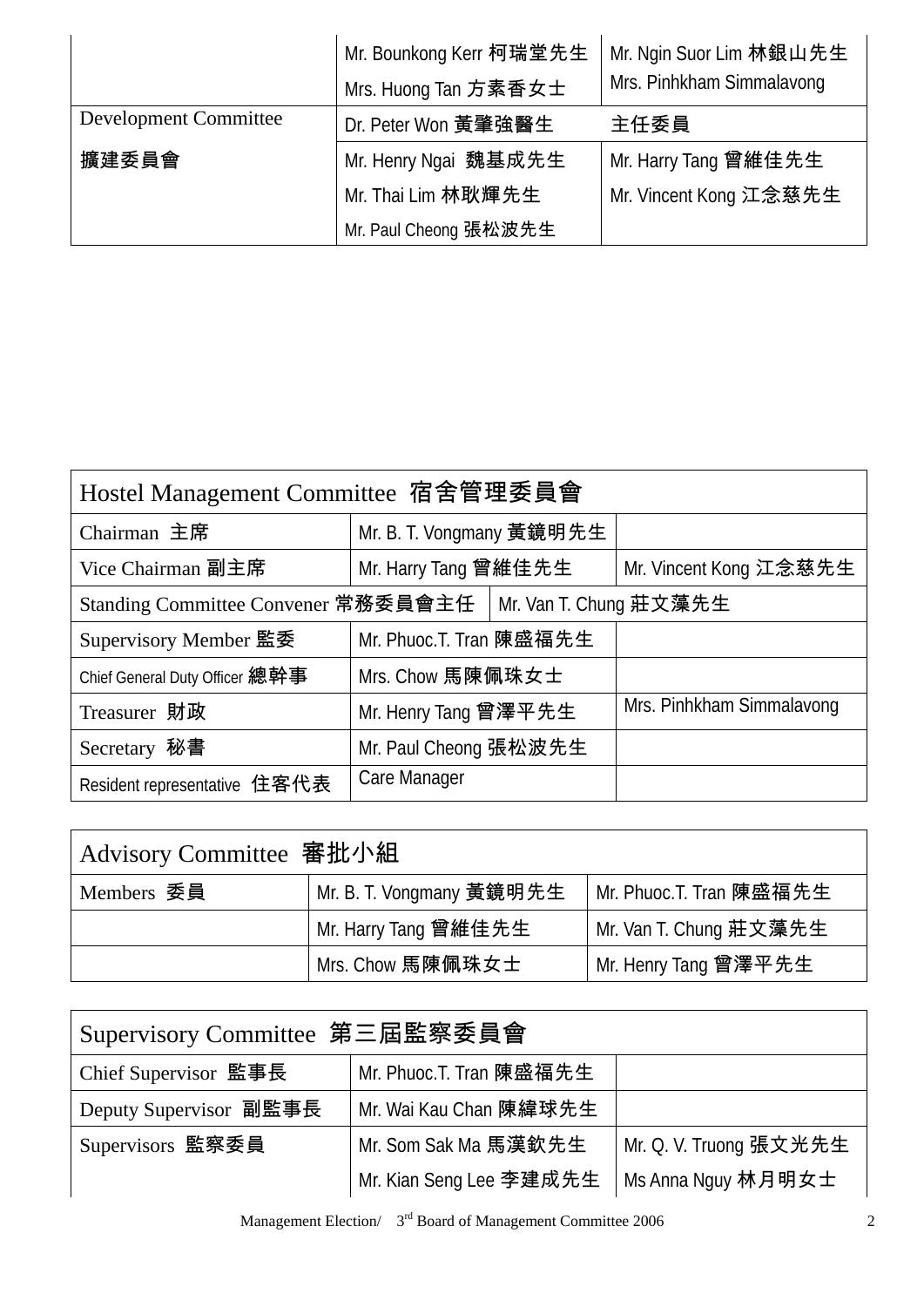| | | |
|---|---|---|
| | Mr. Bounkong Kerr 柯瑞堂先生 | Mr. Ngin Suor Lim 林銀山先生 |
| | Mrs. Huong Tan 方素香女士 | Mrs. Pinhkham Simmalavong |
| Development Committee | Dr. Peter Won 黃肇強醫生 | 主任委員 |
| 擴建委員會 | Mr. Henry Ngai 魏基成先生 | Mr. Harry Tang 曾維佳先生 |
| | Mr. Thai Lim 林耿輝先生 | Mr. Vincent Kong 江念慈先生 |
| | Mr. Paul Cheong 張松波先生 | |

| Hostel Management Committee 宿舍管理委員會 | | |
|---|---|---|
| Chairman 主席 | Mr. B. T. Vongmany 黃鏡明先生 | |
| Vice Chairman 副主席 | Mr. Harry Tang 曾維佳先生 | Mr. Vincent Kong 江念慈先生 |
| Standing Committee Convener 常務委員會主任 | Mr. Van T. Chung 莊文藻先生 | |
| Supervisory Member 監委 | Mr. Phuoc.T. Tran 陳盛福先生 | |
| Chief General Duty Officer 總幹事 | Mrs. Chow 馬陳佩珠女士 | |
| Treasurer 財政 | Mr. Henry Tang 曾澤平先生 | Mrs. Pinhkham Simmalavong |
| Secretary 秘書 | Mr. Paul Cheong 張松波先生 | |
| Resident representative 住客代表 | Care Manager | |

| Advisory Committee 審批小組 | | |
|---|---|---|
| Members 委員 | Mr. B. T. Vongmany 黃鏡明先生 | Mr. Phuoc.T. Tran 陳盛福先生 |
| | Mr. Harry Tang 曾維佳先生 | Mr. Van T. Chung 莊文藻先生 |
| | Mrs. Chow 馬陳佩珠女士 | Mr. Henry Tang 曾澤平先生 |

| Supervisory Committee 第三屆監察委員會 | | |
|---|---|---|
| Chief Supervisor 監事長 | Mr. Phuoc.T. Tran 陳盛福先生 | |
| Deputy Supervisor 副監事長 | Mr. Wai Kau Chan 陳緯球先生 | |
| Supervisors 監察委員 | Mr. Som Sak Ma 馬漢欽先生 | Mr. Q. V. Truong 張文光先生 |
| | Mr. Kian Seng Lee 李建成先生 | Ms Anna Nguy 林月明女士 |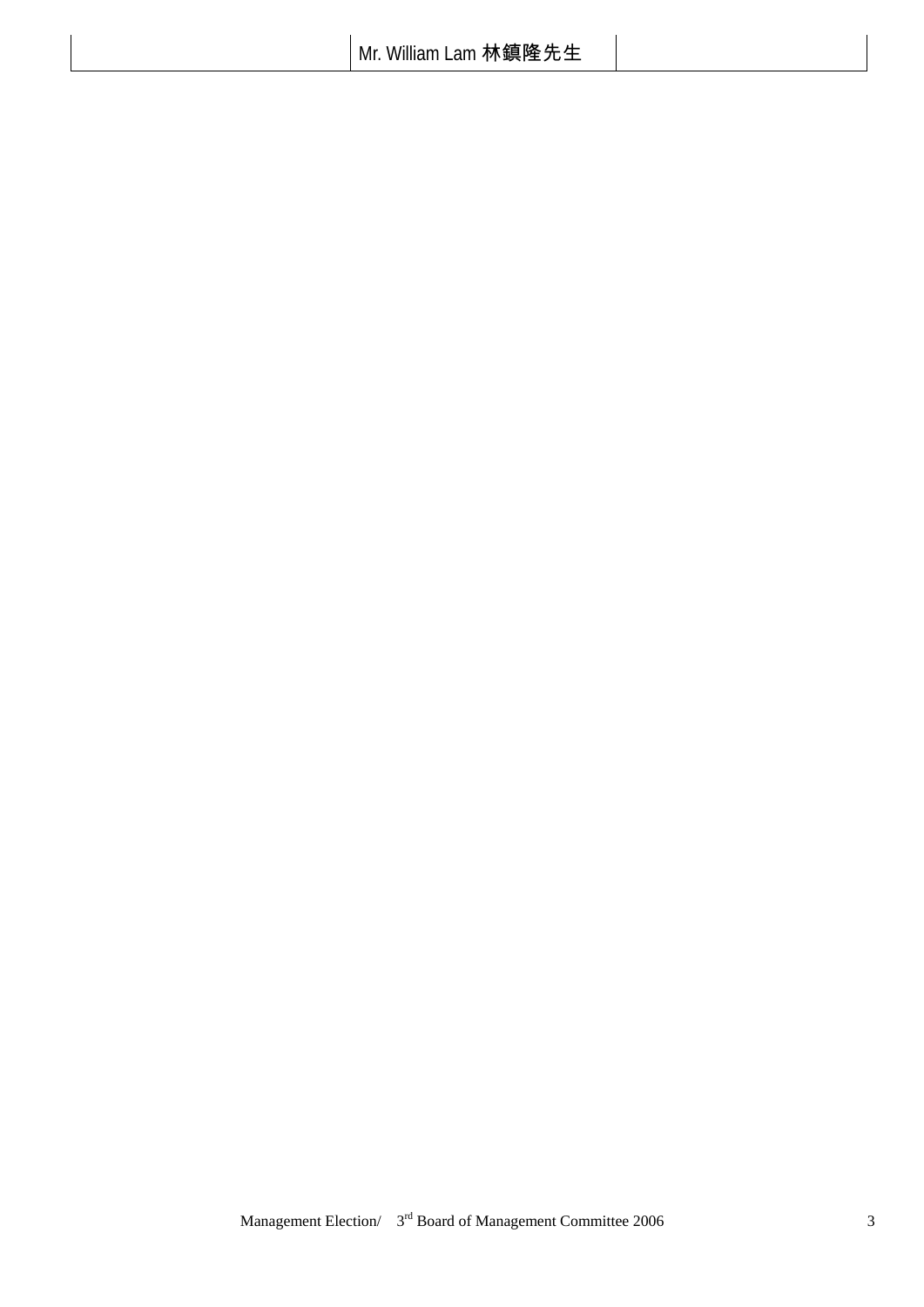| | | |
|---|---|---|
| | Mr. William Lam 林鎮隆先生 | |